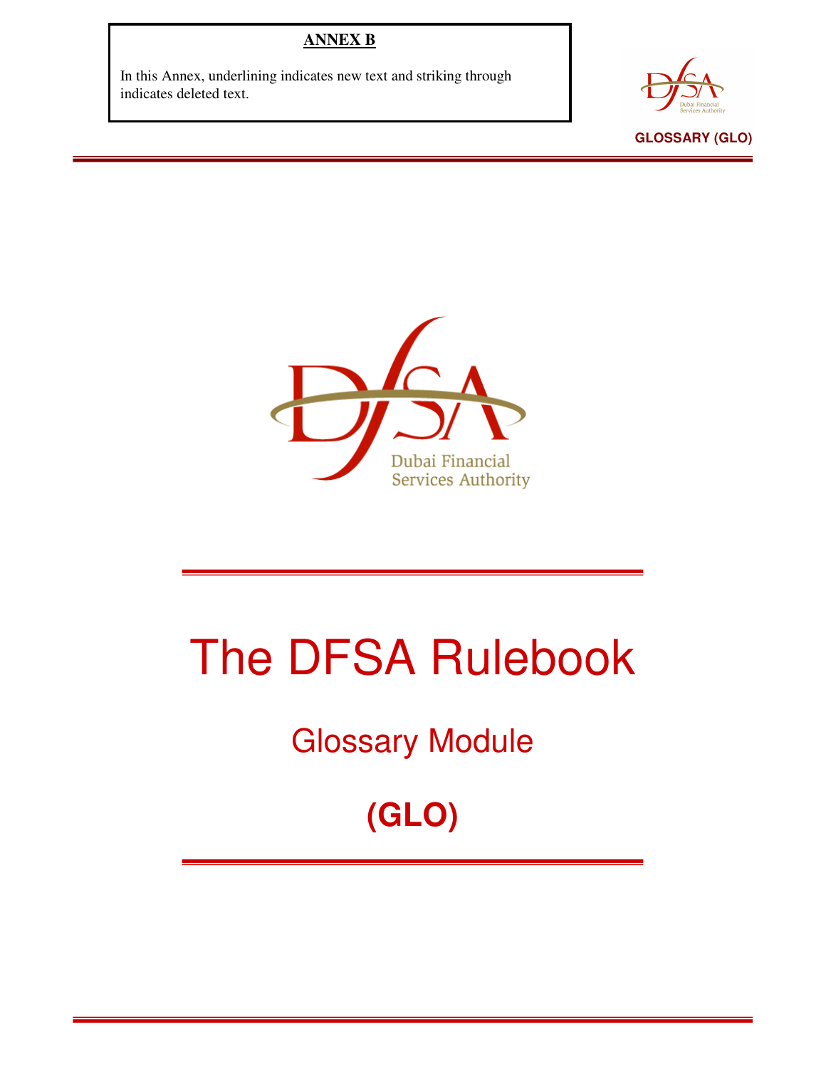**ANNEX B**

In this Annex, underlining indicates new text and striking through indicates deleted text.

GLOSSARY (GLO)

Dubai Financial Services Authority

# The DFSA Rulebook

## Glossary Module

## (GLO)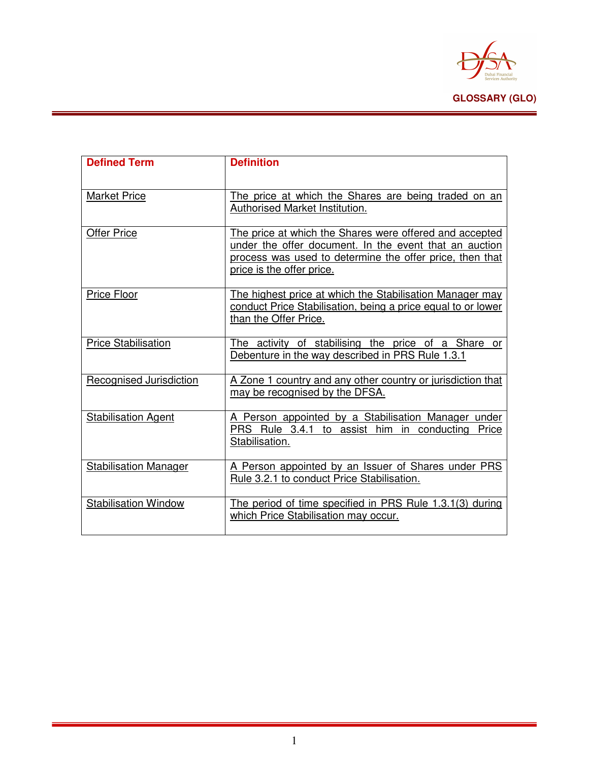| Defined Term | Definition |
|---|---|
| Market Price | The price at which the Shares are being traded on an Authorised Market Institution. |
| Offer Price | The price at which the Shares were offered and accepted under the offer document. In the event that an auction process was used to determine the offer price, then that price is the offer price. |
| Price Floor | The highest price at which the Stabilisation Manager may conduct Price Stabilisation, being a price equal to or lower than the Offer Price. |
| Price Stabilisation | The activity of stabilising the price of a Share or Debenture in the way described in PRS Rule 1.3.1 |
| Recognised Jurisdiction | A Zone 1 country and any other country or jurisdiction that may be recognised by the DFSA. |
| Stabilisation Agent | A Person appointed by a Stabilisation Manager under PRS Rule 3.4.1 to assist him in conducting Price Stabilisation. |
| Stabilisation Manager | A Person appointed by an Issuer of Shares under PRS Rule 3.2.1 to conduct Price Stabilisation. |
| Stabilisation Window | The period of time specified in PRS Rule 1.3.1(3) during which Price Stabilisation may occur. |